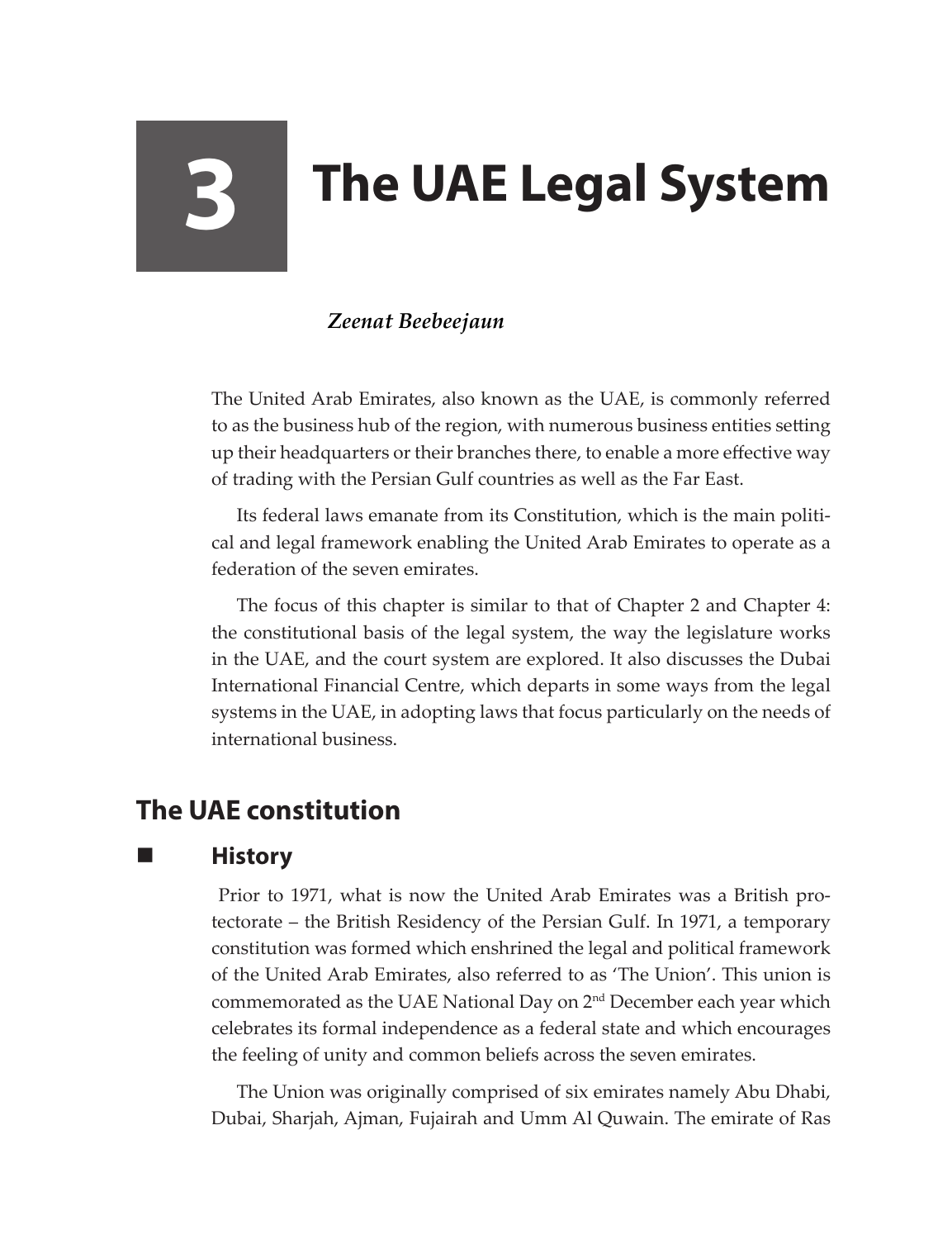# 3 The UAE Legal System

***Zeenat Beebeejaun***

The United Arab Emirates, also known as the UAE, is commonly referred to as the business hub of the region, with numerous business entities setting up their headquarters or their branches there, to enable a more effective way of trading with the Persian Gulf countries as well as the Far East.

Its federal laws emanate from its Constitution, which is the main political and legal framework enabling the United Arab Emirates to operate as a federation of the seven emirates.

The focus of this chapter is similar to that of Chapter 2 and Chapter 4: the constitutional basis of the legal system, the way the legislature works in the UAE, and the court system are explored. It also discusses the Dubai International Financial Centre, which departs in some ways from the legal systems in the UAE, in adopting laws that focus particularly on the needs of international business.

## The UAE constitution

### History

Prior to 1971, what is now the United Arab Emirates was a British protectorate – the British Residency of the Persian Gulf. In 1971, a temporary constitution was formed which enshrined the legal and political framework of the United Arab Emirates, also referred to as 'The Union'. This union is commemorated as the UAE National Day on 2nd December each year which celebrates its formal independence as a federal state and which encourages the feeling of unity and common beliefs across the seven emirates.

The Union was originally comprised of six emirates namely Abu Dhabi, Dubai, Sharjah, Ajman, Fujairah and Umm Al Quwain. The emirate of Ras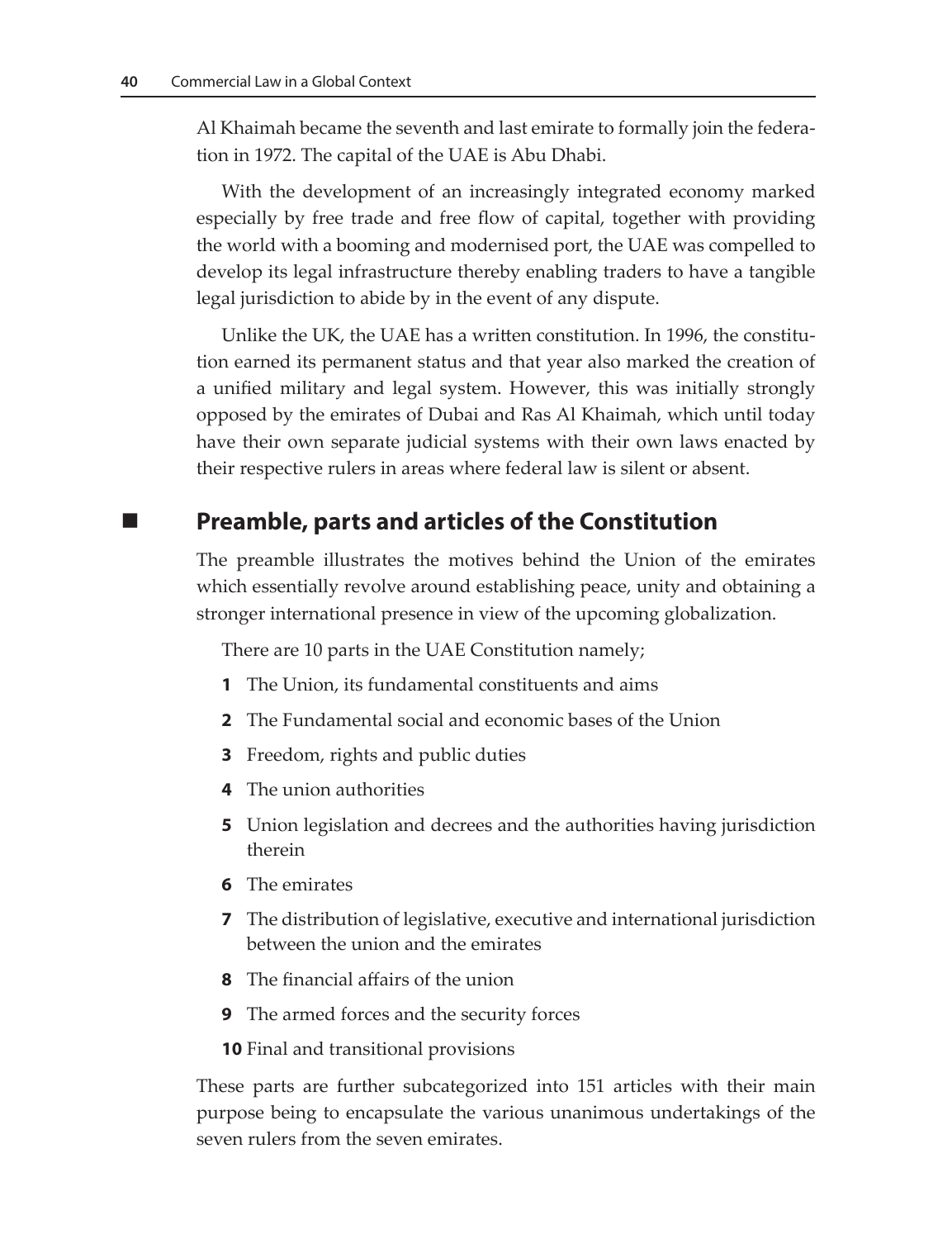Al Khaimah became the seventh and last emirate to formally join the federation in 1972. The capital of the UAE is Abu Dhabi.

With the development of an increasingly integrated economy marked especially by free trade and free flow of capital, together with providing the world with a booming and modernised port, the UAE was compelled to develop its legal infrastructure thereby enabling traders to have a tangible legal jurisdiction to abide by in the event of any dispute.

Unlike the UK, the UAE has a written constitution. In 1996, the constitution earned its permanent status and that year also marked the creation of a unified military and legal system. However, this was initially strongly opposed by the emirates of Dubai and Ras Al Khaimah, which until today have their own separate judicial systems with their own laws enacted by their respective rulers in areas where federal law is silent or absent.

## Preamble, parts and articles of the Constitution

The preamble illustrates the motives behind the Union of the emirates which essentially revolve around establishing peace, unity and obtaining a stronger international presence in view of the upcoming globalization.

There are 10 parts in the UAE Constitution namely;

1. The Union, its fundamental constituents and aims
2. The Fundamental social and economic bases of the Union
3. Freedom, rights and public duties
4. The union authorities
5. Union legislation and decrees and the authorities having jurisdiction therein
6. The emirates
7. The distribution of legislative, executive and international jurisdiction between the union and the emirates
8. The financial affairs of the union
9. The armed forces and the security forces
10. Final and transitional provisions

These parts are further subcategorized into 151 articles with their main purpose being to encapsulate the various unanimous undertakings of the seven rulers from the seven emirates.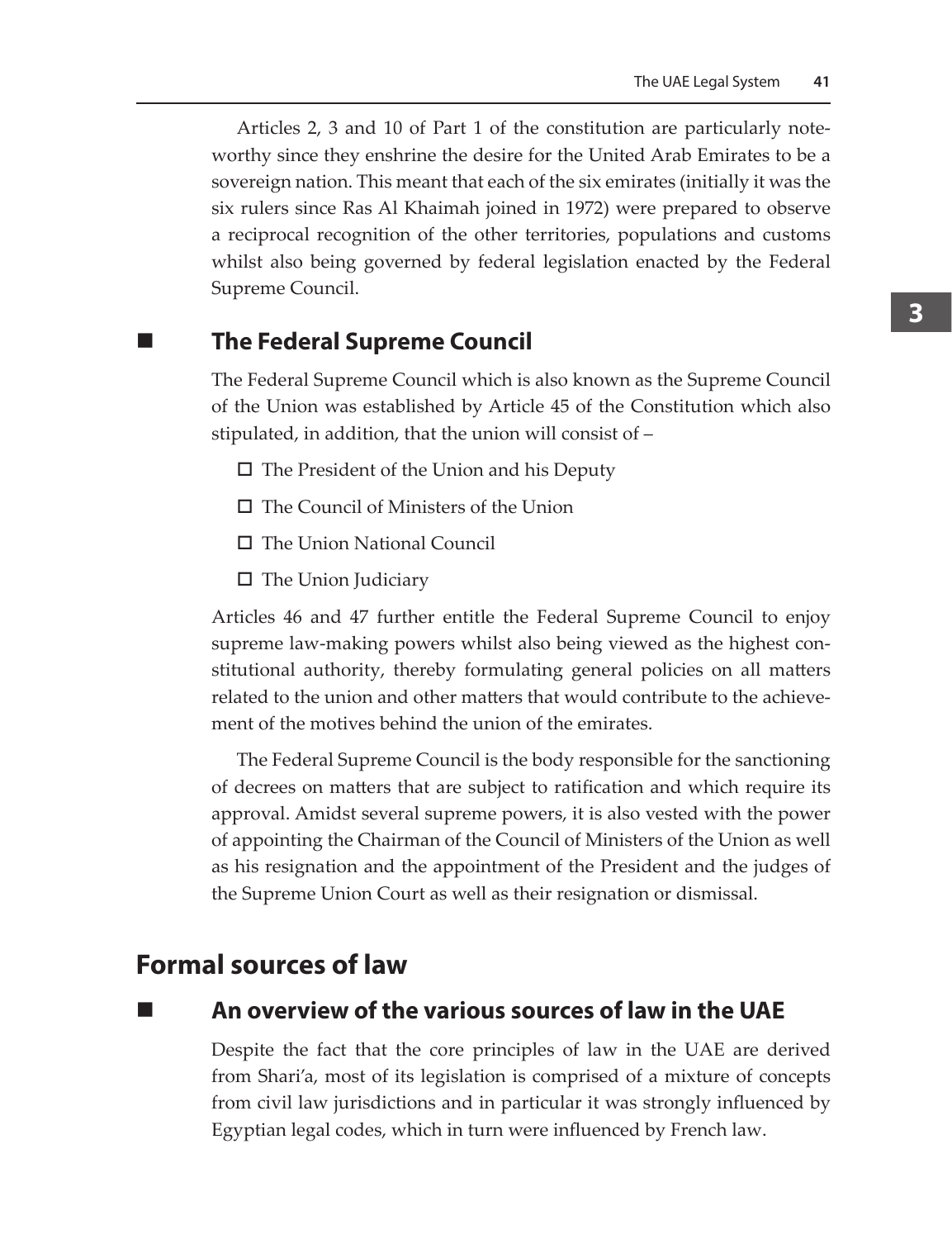Articles 2, 3 and 10 of Part 1 of the constitution are particularly noteworthy since they enshrine the desire for the United Arab Emirates to be a sovereign nation. This meant that each of the six emirates (initially it was the six rulers since Ras Al Khaimah joined in 1972) were prepared to observe a reciprocal recognition of the other territories, populations and customs whilst also being governed by federal legislation enacted by the Federal Supreme Council.

### The Federal Supreme Council

The Federal Supreme Council which is also known as the Supreme Council of the Union was established by Article 45 of the Constitution which also stipulated, in addition, that the union will consist of –

- The President of the Union and his Deputy
- The Council of Ministers of the Union
- The Union National Council
- The Union Judiciary

Articles 46 and 47 further entitle the Federal Supreme Council to enjoy supreme law-making powers whilst also being viewed as the highest constitutional authority, thereby formulating general policies on all matters related to the union and other matters that would contribute to the achievement of the motives behind the union of the emirates.

The Federal Supreme Council is the body responsible for the sanctioning of decrees on matters that are subject to ratification and which require its approval. Amidst several supreme powers, it is also vested with the power of appointing the Chairman of the Council of Ministers of the Union as well as his resignation and the appointment of the President and the judges of the Supreme Union Court as well as their resignation or dismissal.

## Formal sources of law

### An overview of the various sources of law in the UAE

Despite the fact that the core principles of law in the UAE are derived from Shari'a, most of its legislation is comprised of a mixture of concepts from civil law jurisdictions and in particular it was strongly influenced by Egyptian legal codes, which in turn were influenced by French law.